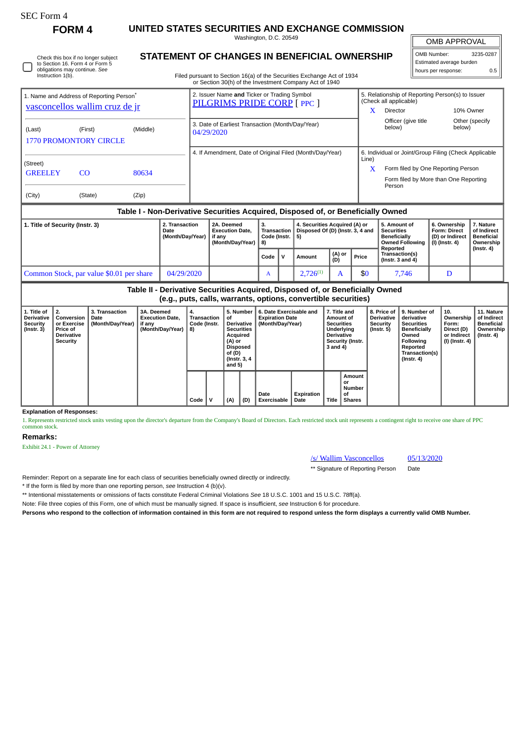SEC Form 4

**FORM 4**

# UNITED STATES SECURITIES AND EXCHANGE COMMISSION

Washington, D.C. 20549

## STATEMENT OF CHANGES IN BENEFICIAL OWNERSHIP

Filed pursuant to Section 16(a) of the Securities Exchange Act of 1934 or Section 30(h) of the Investment Company Act of 1940

| OMB APPROVAL | |
|---|---|
| OMB Number: | 3235-0287 |
| Estimated average burden | |
| hours per response: | 0.5 |

☐ Check this box if no longer subject to Section 16. Form 4 or Form 5 obligations may continue. *See* Instruction 1(b).

| 1. Name and Address of Reporting Person* | 2. Issuer Name **and** Ticker or Trading Symbol | 5. Relationship of Reporting Person(s) to Issuer (Check all applicable) |
|---|---|---|
| vasconcellos wallim cruz de jr | PILGRIMS PRIDE CORP [ PPC ] | X Director; 10% Owner; Officer (give title below); Other (specify below) |
| (Last) (First) (Middle) 1770 PROMONTORY CIRCLE | 3. Date of Earliest Transaction (Month/Day/Year) 04/29/2020 | |
| (Street) GREELEY CO 80634 | 4. If Amendment, Date of Original Filed (Month/Day/Year) | 6. Individual or Joint/Group Filing (Check Applicable Line) X Form filed by One Reporting Person; Form filed by More than One Reporting Person |
| (City) (State) (Zip) | | |

### Table I - Non-Derivative Securities Acquired, Disposed of, or Beneficially Owned

| 1. Title of Security (Instr. 3) | 2. Transaction Date (Month/Day/Year) | 2A. Deemed Execution Date, if any (Month/Day/Year) | 3. Transaction Code (Instr. 8) | | 4. Securities Acquired (A) or Disposed Of (D) (Instr. 3, 4 and 5) | | | 5. Amount of Securities Beneficially Owned Following Reported Transaction(s) (Instr. 3 and 4) | 6. Ownership Form: Direct (D) or Indirect (I) (Instr. 4) | 7. Nature of Indirect Beneficial Ownership (Instr. 4) |
|---|---|---|---|---|---|---|---|---|---|---|
| | | | Code | V | Amount | (A) or (D) | Price | | | |
| Common Stock, par value $0.01 per share | 04/29/2020 | | A | | 2,726[(1)] | A | $0 | 7,746 | D | |

### Table II - Derivative Securities Acquired, Disposed of, or Beneficially Owned (e.g., puts, calls, warrants, options, convertible securities)

| 1. Title of Derivative Security (Instr. 3) | 2. Conversion or Exercise Price of Derivative Security | 3. Transaction Date (Month/Day/Year) | 3A. Deemed Execution Date, if any (Month/Day/Year) | 4. Transaction Code (Instr. 8) | | 5. Number of Derivative Securities Acquired (A) or Disposed of (D) (Instr. 3, 4 and 5) | | 6. Date Exercisable and Expiration Date (Month/Day/Year) | | 7. Title and Amount of Securities Underlying Derivative Security (Instr. 3 and 4) | | 8. Price of Derivative Security (Instr. 5) | 9. Number of derivative Securities Beneficially Owned Following Reported Transaction(s) (Instr. 4) | 10. Ownership Form: Direct (D) or Indirect (I) (Instr. 4) | 11. Nature of Indirect Beneficial Ownership (Instr. 4) |
|---|---|---|---|---|---|---|---|---|---|---|---|---|---|---|---|
| | | | | Code | V | (A) | (D) | Date Exercisable | Expiration Date | Title | Amount or Number of Shares | | | | |

**Explanation of Responses:**

1. Represents restricted stock units vesting upon the director's departure from the Company's Board of Directors. Each restricted stock unit represents a contingent right to receive one share of PPC common stock.

**Remarks:**

Exhibit 24.1 - Power of Attorney

| /s/ Wallim Vasconcellos | 05/13/2020 |
|---|---|
| ** Signature of Reporting Person | Date |

Reminder: Report on a separate line for each class of securities beneficially owned directly or indirectly.

\* If the form is filed by more than one reporting person, *see* Instruction 4 (b)(v).

** Intentional misstatements or omissions of facts constitute Federal Criminal Violations *See* 18 U.S.C. 1001 and 15 U.S.C. 78ff(a).

Note: File three copies of this Form, one of which must be manually signed. If space is insufficient, *see* Instruction 6 for procedure.

**Persons who respond to the collection of information contained in this form are not required to respond unless the form displays a currently valid OMB Number.**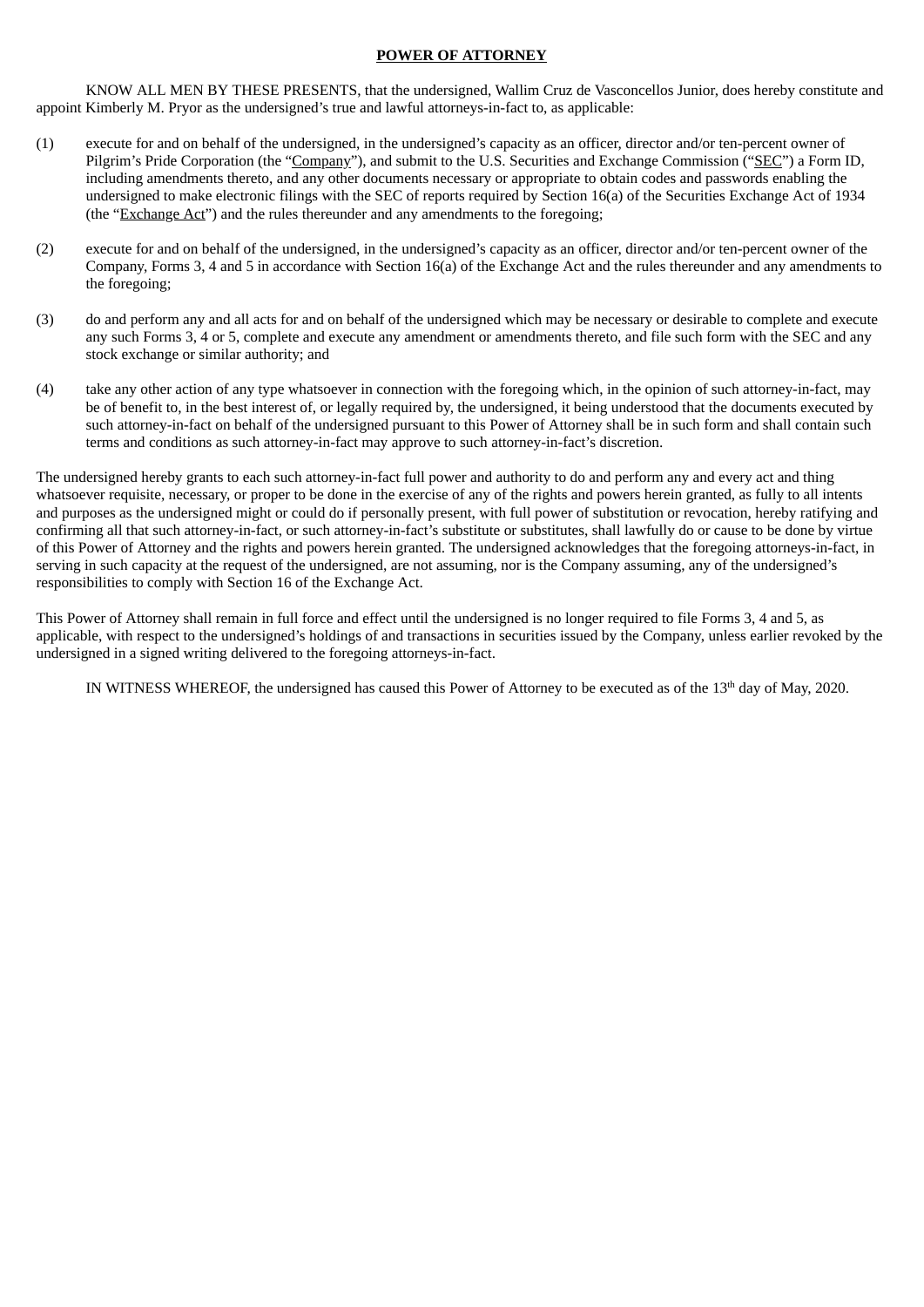**POWER OF ATTORNEY**

KNOW ALL MEN BY THESE PRESENTS, that the undersigned, Wallim Cruz de Vasconcellos Junior, does hereby constitute and appoint Kimberly M. Pryor as the undersigned's true and lawful attorneys-in-fact to, as applicable:

(1) execute for and on behalf of the undersigned, in the undersigned's capacity as an officer, director and/or ten-percent owner of Pilgrim's Pride Corporation (the "Company"), and submit to the U.S. Securities and Exchange Commission ("SEC") a Form ID, including amendments thereto, and any other documents necessary or appropriate to obtain codes and passwords enabling the undersigned to make electronic filings with the SEC of reports required by Section 16(a) of the Securities Exchange Act of 1934 (the "Exchange Act") and the rules thereunder and any amendments to the foregoing;

(2) execute for and on behalf of the undersigned, in the undersigned's capacity as an officer, director and/or ten-percent owner of the Company, Forms 3, 4 and 5 in accordance with Section 16(a) of the Exchange Act and the rules thereunder and any amendments to the foregoing;

(3) do and perform any and all acts for and on behalf of the undersigned which may be necessary or desirable to complete and execute any such Forms 3, 4 or 5, complete and execute any amendment or amendments thereto, and file such form with the SEC and any stock exchange or similar authority; and

(4) take any other action of any type whatsoever in connection with the foregoing which, in the opinion of such attorney-in-fact, may be of benefit to, in the best interest of, or legally required by, the undersigned, it being understood that the documents executed by such attorney-in-fact on behalf of the undersigned pursuant to this Power of Attorney shall be in such form and shall contain such terms and conditions as such attorney-in-fact may approve to such attorney-in-fact's discretion.

The undersigned hereby grants to each such attorney-in-fact full power and authority to do and perform any and every act and thing whatsoever requisite, necessary, or proper to be done in the exercise of any of the rights and powers herein granted, as fully to all intents and purposes as the undersigned might or could do if personally present, with full power of substitution or revocation, hereby ratifying and confirming all that such attorney-in-fact, or such attorney-in-fact's substitute or substitutes, shall lawfully do or cause to be done by virtue of this Power of Attorney and the rights and powers herein granted. The undersigned acknowledges that the foregoing attorneys-in-fact, in serving in such capacity at the request of the undersigned, are not assuming, nor is the Company assuming, any of the undersigned's responsibilities to comply with Section 16 of the Exchange Act.

This Power of Attorney shall remain in full force and effect until the undersigned is no longer required to file Forms 3, 4 and 5, as applicable, with respect to the undersigned's holdings of and transactions in securities issued by the Company, unless earlier revoked by the undersigned in a signed writing delivered to the foregoing attorneys-in-fact.

IN WITNESS WHEREOF, the undersigned has caused this Power of Attorney to be executed as of the 13th day of May, 2020.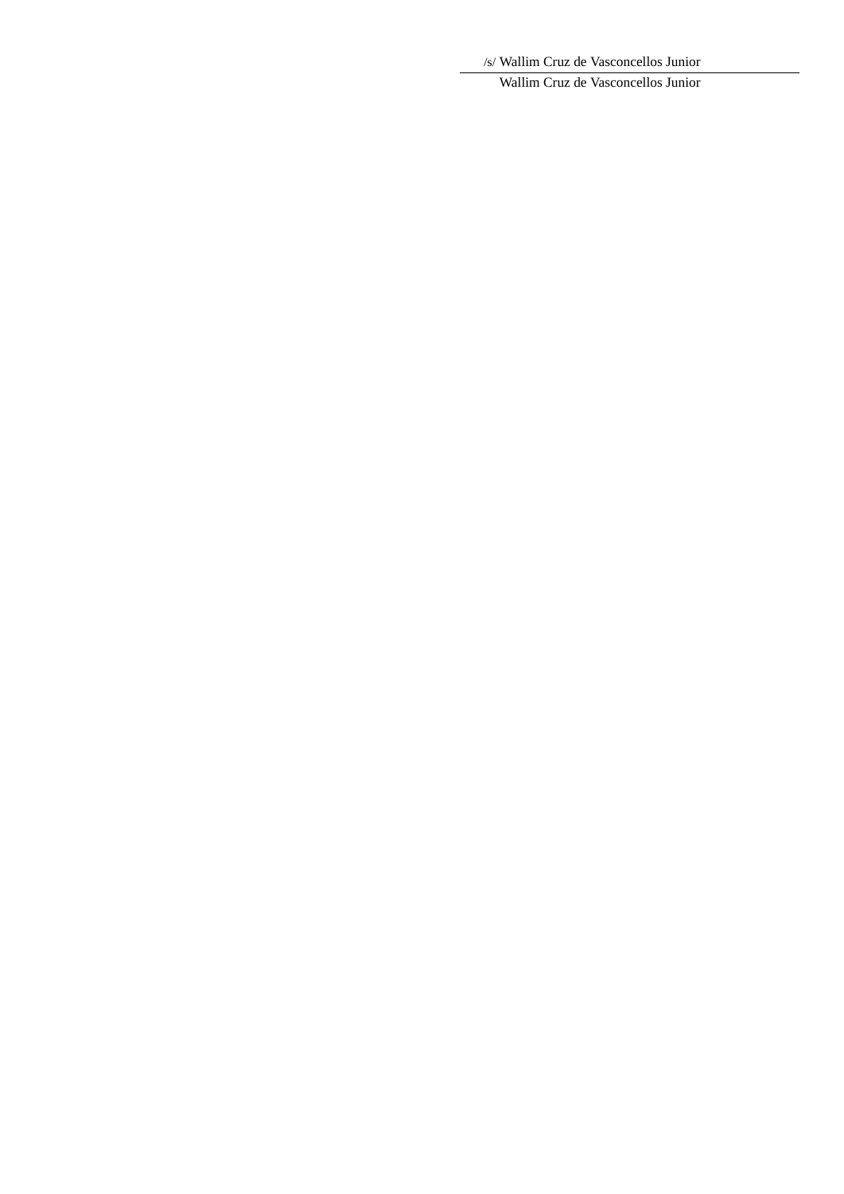/s/ Wallim Cruz de Vasconcellos Junior

Wallim Cruz de Vasconcellos Junior